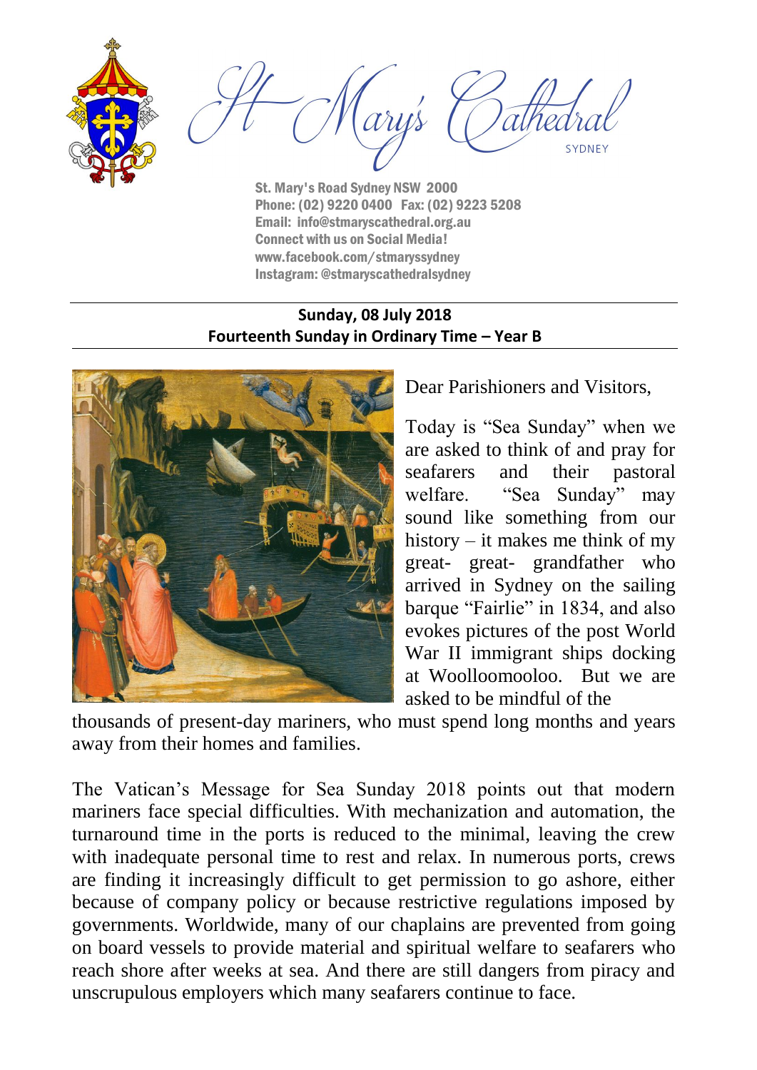# St Mary's Cathedral

SYDNEY

St. Mary's Road Sydney NSW 2000
Phone: (02) 9220 0400 Fax: (02) 9223 5208
Email: info@stmaryscathedral.org.au
Connect with us on Social Media!
www.facebook.com/stmaryssydney
Instagram: @stmaryscathedralsydney

**Sunday, 08 July 2018**
**Fourteenth Sunday in Ordinary Time – Year B**

Dear Parishioners and Visitors,

Today is "Sea Sunday" when we are asked to think of and pray for seafarers and their pastoral welfare. "Sea Sunday" may sound like something from our history – it makes me think of my great- great- grandfather who arrived in Sydney on the sailing barque "Fairlie" in 1834, and also evokes pictures of the post World War II immigrant ships docking at Woolloomooloo. But we are asked to be mindful of the thousands of present-day mariners, who must spend long months and years away from their homes and families.

The Vatican's Message for Sea Sunday 2018 points out that modern mariners face special difficulties. With mechanization and automation, the turnaround time in the ports is reduced to the minimal, leaving the crew with inadequate personal time to rest and relax. In numerous ports, crews are finding it increasingly difficult to get permission to go ashore, either because of company policy or because restrictive regulations imposed by governments. Worldwide, many of our chaplains are prevented from going on board vessels to provide material and spiritual welfare to seafarers who reach shore after weeks at sea. And there are still dangers from piracy and unscrupulous employers which many seafarers continue to face.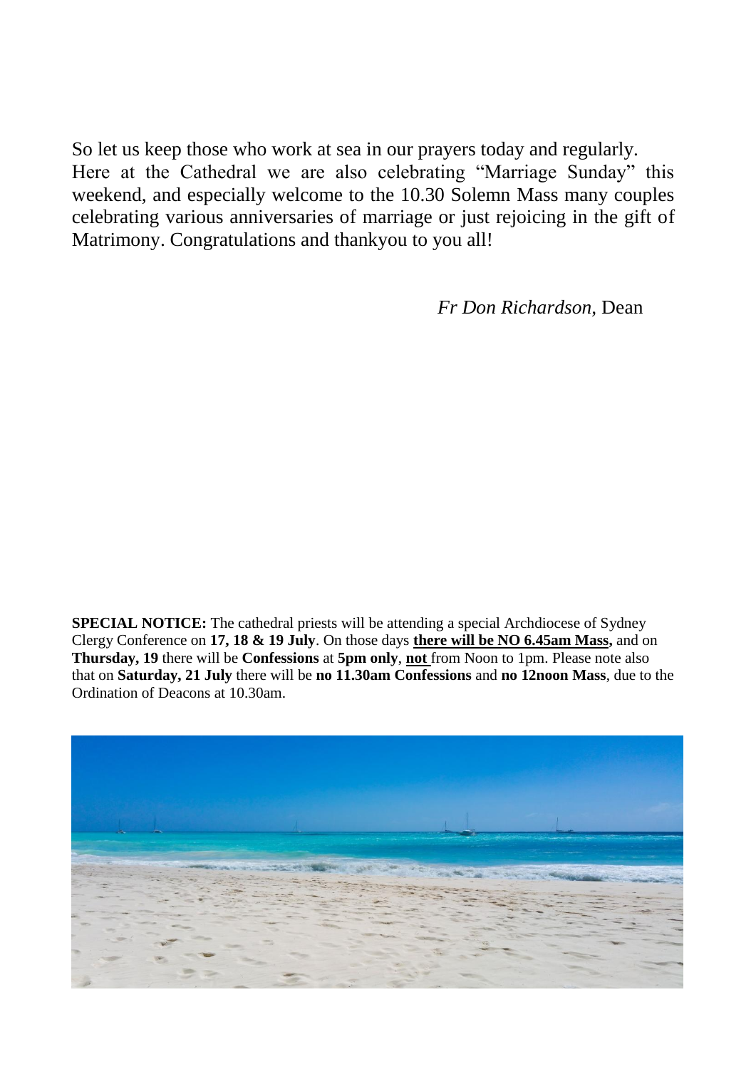So let us keep those who work at sea in our prayers today and regularly. Here at the Cathedral we are also celebrating "Marriage Sunday" this weekend, and especially welcome to the 10.30 Solemn Mass many couples celebrating various anniversaries of marriage or just rejoicing in the gift of Matrimony. Congratulations and thankyou to you all!

*Fr Don Richardson,* Dean

**SPECIAL NOTICE:** The cathedral priests will be attending a special Archdiocese of Sydney Clergy Conference on **17, 18 & 19 July**. On those days **there will be NO 6.45am Mass,** and on **Thursday, 19** there will be **Confessions** at **5pm only**, **not** from Noon to 1pm. Please note also that on **Saturday, 21 July** there will be **no 11.30am Confessions** and **no 12noon Mass**, due to the Ordination of Deacons at 10.30am.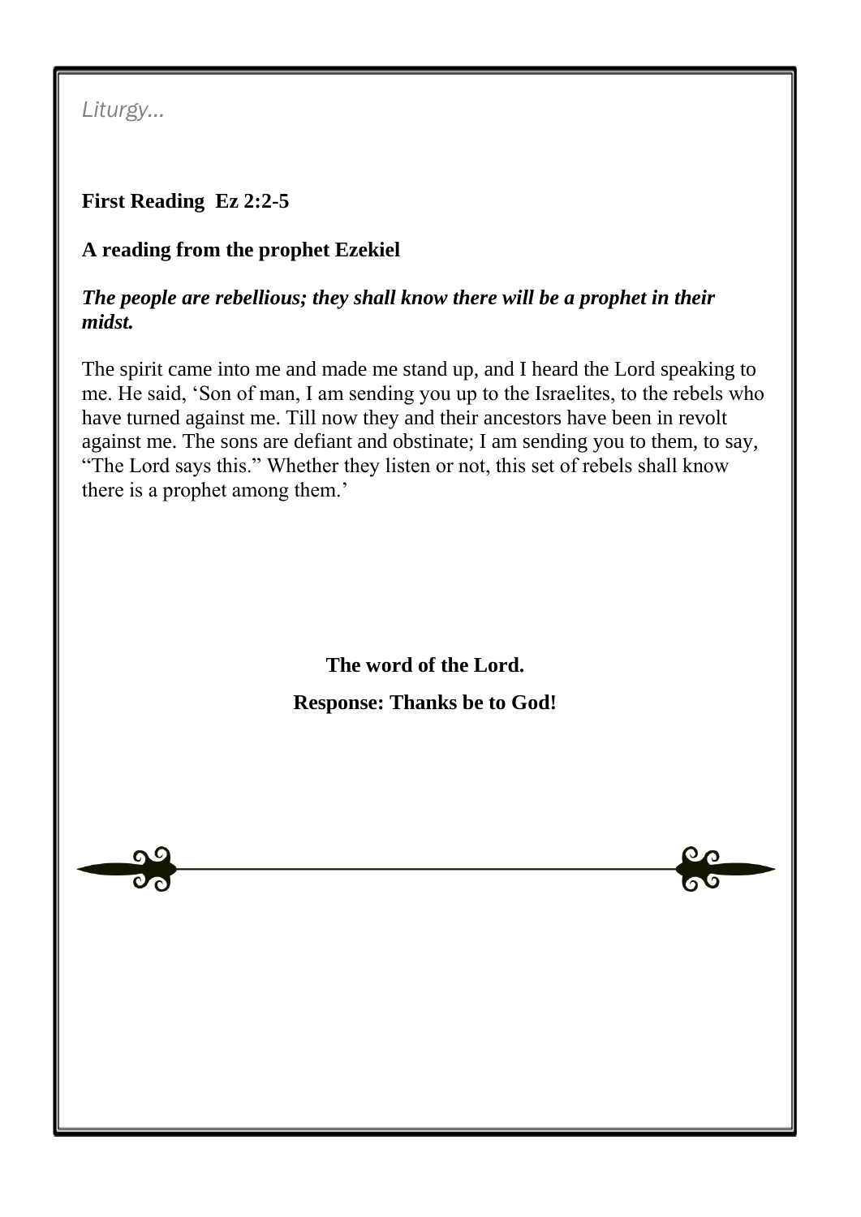*Liturgy…*

**First Reading Ez 2:2-5**

**A reading from the prophet Ezekiel**

***The people are rebellious; they shall know there will be a prophet in their midst.***

The spirit came into me and made me stand up, and I heard the Lord speaking to me. He said, 'Son of man, I am sending you up to the Israelites, to the rebels who have turned against me. Till now they and their ancestors have been in revolt against me. The sons are defiant and obstinate; I am sending you to them, to say, "The Lord says this." Whether they listen or not, this set of rebels shall know there is a prophet among them.'

**The word of the Lord.**

**Response: Thanks be to God!**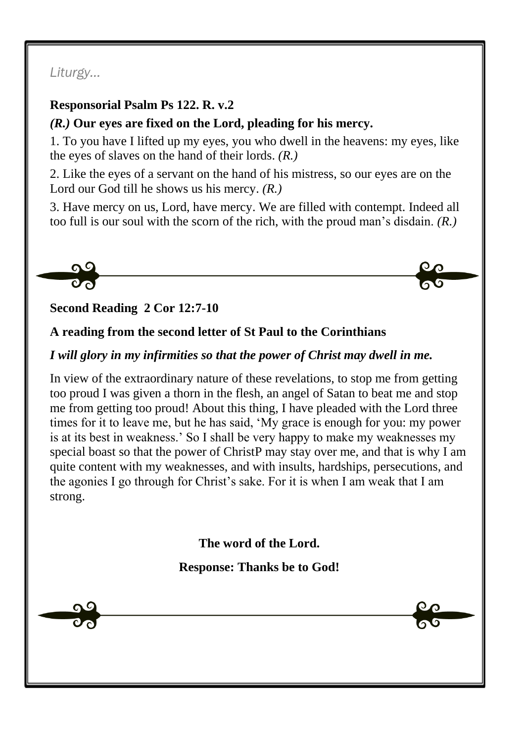*Liturgy…*

**Responsorial Psalm Ps 122. R. v.2**

***(R.)*** **Our eyes are fixed on the Lord, pleading for his mercy.**

1. To you have I lifted up my eyes, you who dwell in the heavens: my eyes, like the eyes of slaves on the hand of their lords. *(R.)*

2. Like the eyes of a servant on the hand of his mistress, so our eyes are on the Lord our God till he shows us his mercy. *(R.)*

3. Have mercy on us, Lord, have mercy. We are filled with contempt. Indeed all too full is our soul with the scorn of the rich, with the proud man's disdain. *(R.)*

**Second Reading 2 Cor 12:7-10**

**A reading from the second letter of St Paul to the Corinthians**

***I will glory in my infirmities so that the power of Christ may dwell in me.***

In view of the extraordinary nature of these revelations, to stop me from getting too proud I was given a thorn in the flesh, an angel of Satan to beat me and stop me from getting too proud! About this thing, I have pleaded with the Lord three times for it to leave me, but he has said, 'My grace is enough for you: my power is at its best in weakness.' So I shall be very happy to make my weaknesses my special boast so that the power of ChristP may stay over me, and that is why I am quite content with my weaknesses, and with insults, hardships, persecutions, and the agonies I go through for Christ's sake. For it is when I am weak that I am strong.

**The word of the Lord.**

**Response: Thanks be to God!**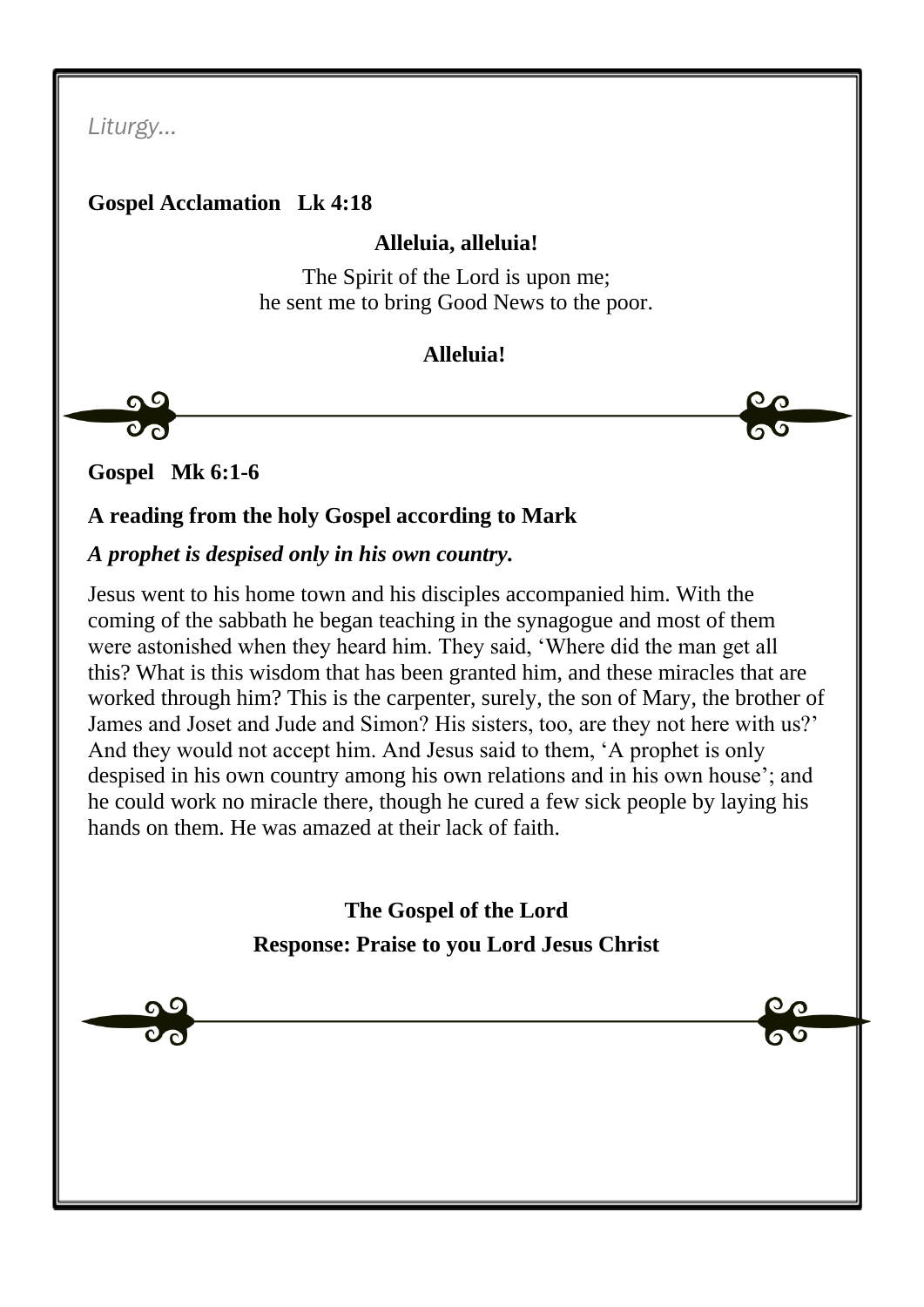*Liturgy…*

**Gospel Acclamation Lk 4:18**

**Alleluia, alleluia!**

The Spirit of the Lord is upon me;
he sent me to bring Good News to the poor.

**Alleluia!**

**Gospel Mk 6:1-6**

**A reading from the holy Gospel according to Mark**

***A prophet is despised only in his own country.***

Jesus went to his home town and his disciples accompanied him. With the coming of the sabbath he began teaching in the synagogue and most of them were astonished when they heard him. They said, 'Where did the man get all this? What is this wisdom that has been granted him, and these miracles that are worked through him? This is the carpenter, surely, the son of Mary, the brother of James and Joset and Jude and Simon? His sisters, too, are they not here with us?' And they would not accept him. And Jesus said to them, 'A prophet is only despised in his own country among his own relations and in his own house'; and he could work no miracle there, though he cured a few sick people by laying his hands on them. He was amazed at their lack of faith.

**The Gospel of the Lord**

**Response: Praise to you Lord Jesus Christ**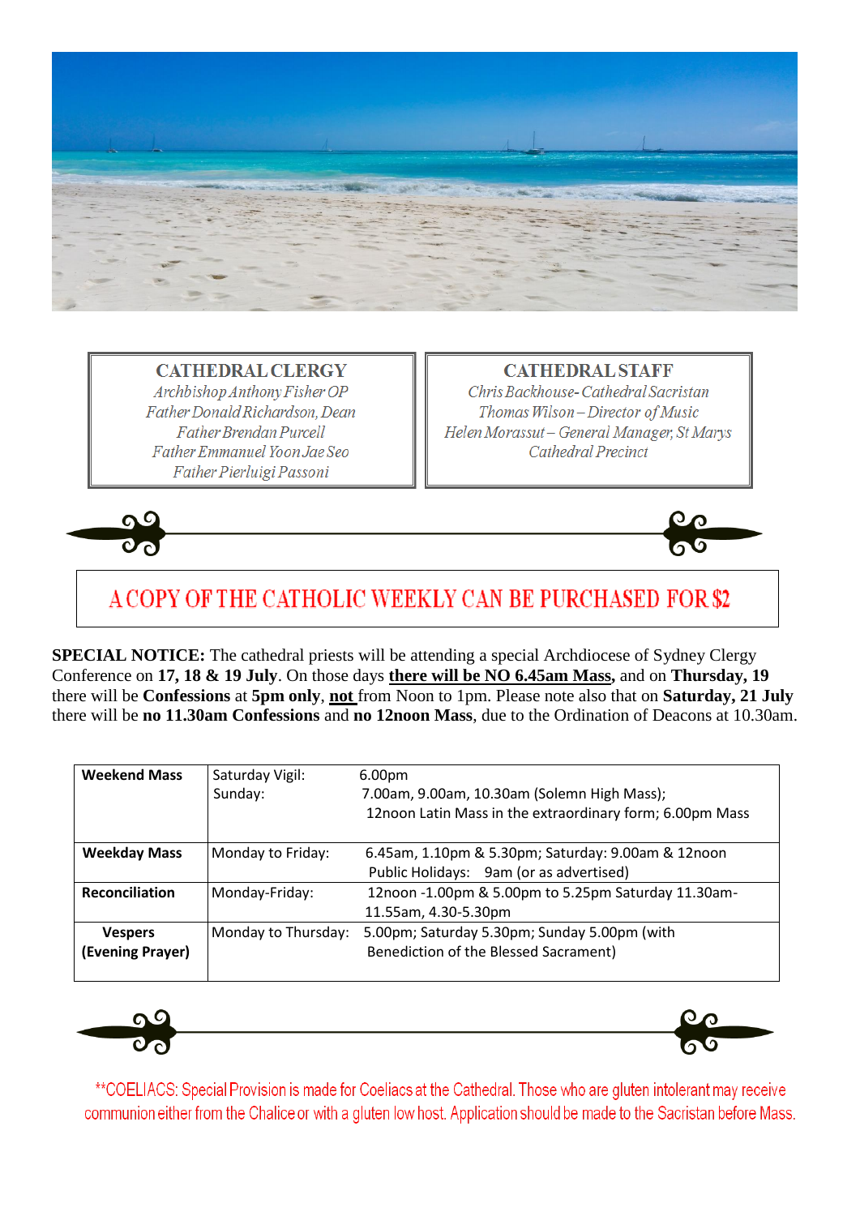## CATHEDRAL CLERGY

*Archbishop Anthony Fisher OP*
*Father Donald Richardson, Dean*
*Father Brendan Purcell*
*Father Emmanuel Yoon Jae Seo*
*Father Pierluigi Passoni*

## CATHEDRAL STAFF

*Chris Backhouse- Cathedral Sacristan*
*Thomas Wilson – Director of Music*
*Helen Morassut – General Manager, St Marys Cathedral Precinct*

## A COPY OF THE CATHOLIC WEEKLY CAN BE PURCHASED FOR $2

**SPECIAL NOTICE:** The cathedral priests will be attending a special Archdiocese of Sydney Clergy Conference on **17, 18 & 19 July**. On those days **there will be NO 6.45am Mass,** and on **Thursday, 19** there will be **Confessions** at **5pm only**, **not** from Noon to 1pm. Please note also that on **Saturday, 21 July** there will be **no 11.30am Confessions** and **no 12noon Mass**, due to the Ordination of Deacons at 10.30am.

| | | |
|---|---|---|
| **Weekend Mass** | Saturday Vigil:<br>Sunday: | 6.00pm<br>7.00am, 9.00am, 10.30am (Solemn High Mass);<br>12noon Latin Mass in the extraordinary form; 6.00pm Mass |
| **Weekday Mass** | Monday to Friday: | 6.45am, 1.10pm & 5.30pm; Saturday: 9.00am & 12noon<br>Public Holidays: 9am (or as advertised) |
| **Reconciliation** | Monday-Friday: | 12noon -1.00pm & 5.00pm to 5.25pm Saturday 11.30am-11.55am, 4.30-5.30pm |
| **Vespers (Evening Prayer)** | Monday to Thursday: | 5.00pm; Saturday 5.30pm; Sunday 5.00pm (with Benediction of the Blessed Sacrament) |

**COELIACS: Special Provision is made for Coeliacs at the Cathedral. Those who are gluten intolerant may receive communion either from the Chalice or with a gluten low host. Application should be made to the Sacristan before Mass.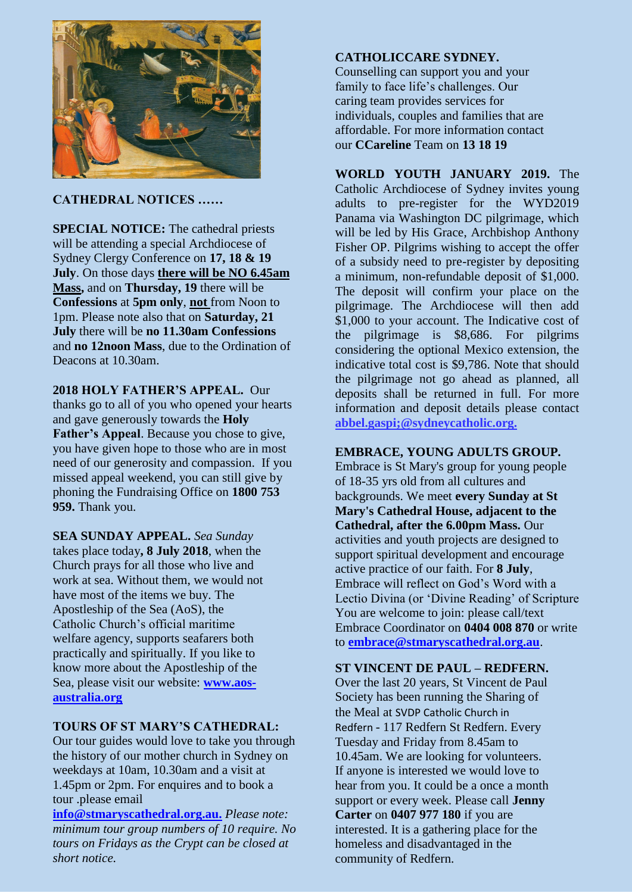## CATHEDRAL NOTICES ……

**SPECIAL NOTICE:** The cathedral priests will be attending a special Archdiocese of Sydney Clergy Conference on **17, 18 & 19 July**. On those days **there will be NO 6.45am Mass,** and on **Thursday, 19** there will be **Confessions** at **5pm only**, **not** from Noon to 1pm. Please note also that on **Saturday, 21 July** there will be **no 11.30am Confessions** and **no 12noon Mass**, due to the Ordination of Deacons at 10.30am.

**2018 HOLY FATHER'S APPEAL.** Our thanks go to all of you who opened your hearts and gave generously towards the **Holy Father's Appeal**. Because you chose to give, you have given hope to those who are in most need of our generosity and compassion. If you missed appeal weekend, you can still give by phoning the Fundraising Office on **1800 753 959.** Thank you.

**SEA SUNDAY APPEAL.** *Sea Sunday* takes place today**, 8 July 2018**, when the Church prays for all those who live and work at sea. Without them, we would not have most of the items we buy. The Apostleship of the Sea (AoS), the Catholic Church's official maritime welfare agency, supports seafarers both practically and spiritually. If you like to know more about the Apostleship of the Sea, please visit our website: **www.aos-australia.org**

**TOURS OF ST MARY'S CATHEDRAL:** Our tour guides would love to take you through the history of our mother church in Sydney on weekdays at 10am, 10.30am and a visit at 1.45pm or 2pm. For enquires and to book a tour .please email **info@stmaryscathedral.org.au.** *Please note: minimum tour group numbers of 10 require. No tours on Fridays as the Crypt can be closed at short notice.*

**CATHOLICCARE SYDNEY.** Counselling can support you and your family to face life's challenges. Our caring team provides services for individuals, couples and families that are affordable. For more information contact our **CCareline** Team on **13 18 19**

**WORLD YOUTH JANUARY 2019.** The Catholic Archdiocese of Sydney invites young adults to pre-register for the WYD2019 Panama via Washington DC pilgrimage, which will be led by His Grace, Archbishop Anthony Fisher OP. Pilgrims wishing to accept the offer of a subsidy need to pre-register by depositing a minimum, non-refundable deposit of $1,000. The deposit will confirm your place on the pilgrimage. The Archdiocese will then add $1,000 to your account. The Indicative cost of the pilgrimage is $8,686. For pilgrims considering the optional Mexico extension, the indicative total cost is $9,786. Note that should the pilgrimage not go ahead as planned, all deposits shall be returned in full. For more information and deposit details please contact **abbel.gaspi;@sydneycatholic.org.**

**EMBRACE, YOUNG ADULTS GROUP.** Embrace is St Mary's group for young people of 18-35 yrs old from all cultures and backgrounds. We meet **every Sunday at St Mary's Cathedral House, adjacent to the Cathedral, after the 6.00pm Mass.** Our activities and youth projects are designed to support spiritual development and encourage active practice of our faith. For **8 July**, Embrace will reflect on God's Word with a Lectio Divina (or 'Divine Reading' of Scripture You are welcome to join: please call/text Embrace Coordinator on **0404 008 870** or write to **embrace@stmaryscathedral.org.au**.

**ST VINCENT DE PAUL – REDFERN.** Over the last 20 years, St Vincent de Paul Society has been running the Sharing of the Meal at SVDP Catholic Church in Redfern - 117 Redfern St Redfern. Every Tuesday and Friday from 8.45am to 10.45am. We are looking for volunteers. If anyone is interested we would love to hear from you. It could be a once a month support or every week. Please call **Jenny Carter** on **0407 977 180** if you are interested. It is a gathering place for the homeless and disadvantaged in the community of Redfern.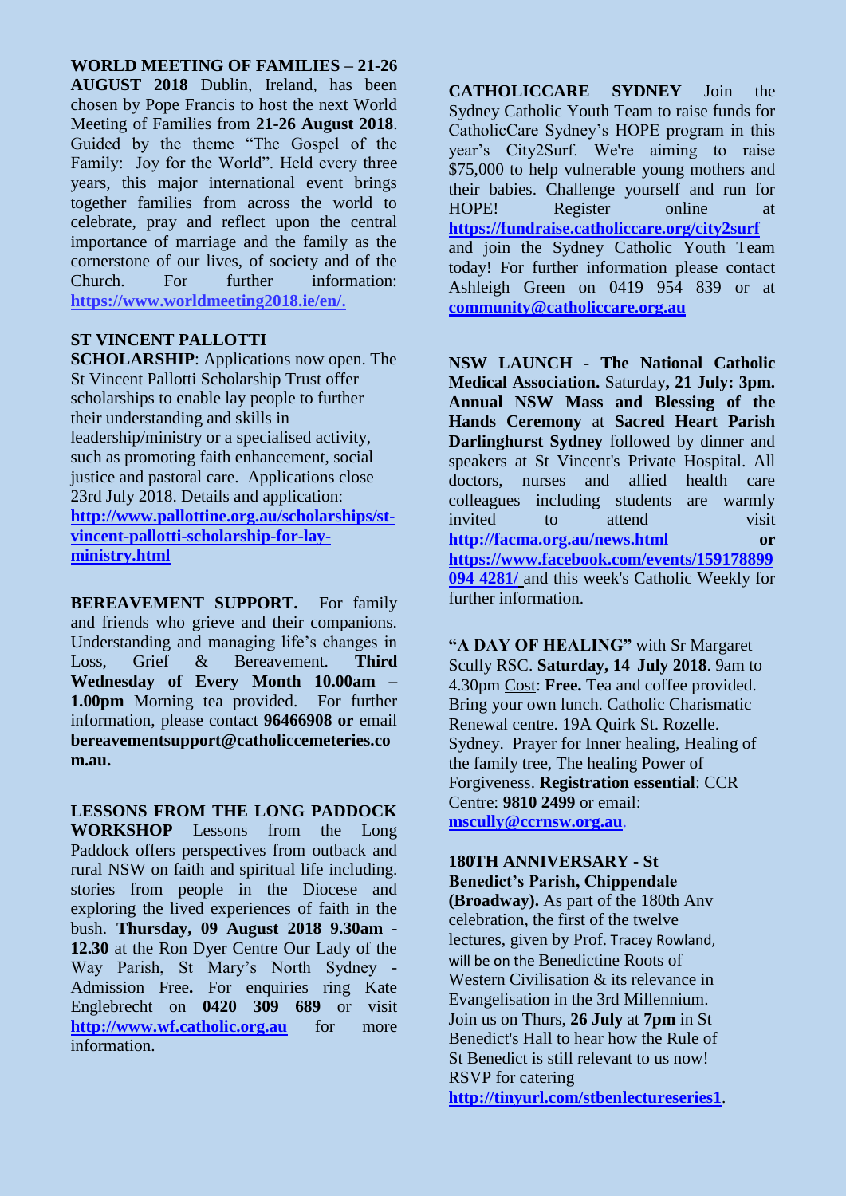**WORLD MEETING OF FAMILIES – 21-26 AUGUST 2018** Dublin, Ireland, has been chosen by Pope Francis to host the next World Meeting of Families from **21-26 August 2018**. Guided by the theme "The Gospel of the Family: Joy for the World". Held every three years, this major international event brings together families from across the world to celebrate, pray and reflect upon the central importance of marriage and the family as the cornerstone of our lives, of society and of the Church. For further information: **https://www.worldmeeting2018.ie/en/.**

**ST VINCENT PALLOTTI SCHOLARSHIP**: Applications now open. The St Vincent Pallotti Scholarship Trust offer scholarships to enable lay people to further their understanding and skills in leadership/ministry or a specialised activity, such as promoting faith enhancement, social justice and pastoral care. Applications close 23rd July 2018. Details and application: **http://www.pallottine.org.au/scholarships/st-vincent-pallotti-scholarship-for-lay-ministry.html**

**BEREAVEMENT SUPPORT.** For family and friends who grieve and their companions. Understanding and managing life's changes in Loss, Grief & Bereavement. **Third Wednesday of Every Month 10.00am – 1.00pm** Morning tea provided. For further information, please contact **96466908 or** email **bereavementsupport@catholiccemeteries.com.au.**

**LESSONS FROM THE LONG PADDOCK WORKSHOP** Lessons from the Long Paddock offers perspectives from outback and rural NSW on faith and spiritual life including. stories from people in the Diocese and exploring the lived experiences of faith in the bush. **Thursday, 09 August 2018 9.30am - 12.30** at the Ron Dyer Centre Our Lady of the Way Parish, St Mary's North Sydney - Admission Free**.** For enquiries ring Kate Englebrecht on **0420 309 689** or visit **http://www.wf.catholic.org.au** for more information.

**CATHOLICCARE SYDNEY** Join the Sydney Catholic Youth Team to raise funds for CatholicCare Sydney's HOPE program in this year's City2Surf. We're aiming to raise $75,000 to help vulnerable young mothers and their babies. Challenge yourself and run for HOPE! Register online at **https://fundraise.catholiccare.org/city2surf** and join the Sydney Catholic Youth Team today! For further information please contact Ashleigh Green on 0419 954 839 or at **community@catholiccare.org.au**

**NSW LAUNCH - The National Catholic Medical Association.** Saturday**, 21 July: 3pm. Annual NSW Mass and Blessing of the Hands Ceremony** at **Sacred Heart Parish Darlinghurst Sydney** followed by dinner and speakers at St Vincent's Private Hospital. All doctors, nurses and allied health care colleagues including students are warmly invited to attend visit **http://facma.org.au/news.html or https://www.facebook.com/events/159178899094 4281/** and this week's Catholic Weekly for further information.

**"A DAY OF HEALING"** with Sr Margaret Scully RSC. **Saturday, 14 July 2018**. 9am to 4.30pm Cost: **Free.** Tea and coffee provided. Bring your own lunch. Catholic Charismatic Renewal centre. 19A Quirk St. Rozelle. Sydney. Prayer for Inner healing, Healing of the family tree, The healing Power of Forgiveness. **Registration essential**: CCR Centre: **9810 2499** or email: **mscully@ccrnsw.org.au**.

**180TH ANNIVERSARY - St Benedict's Parish, Chippendale (Broadway).** As part of the 180th Anv celebration, the first of the twelve lectures, given by Prof. Tracey Rowland, will be on the Benedictine Roots of Western Civilisation & its relevance in Evangelisation in the 3rd Millennium. Join us on Thurs, **26 July** at **7pm** in St Benedict's Hall to hear how the Rule of St Benedict is still relevant to us now! RSVP for catering **http://tinyurl.com/stbenlectureseries1**.